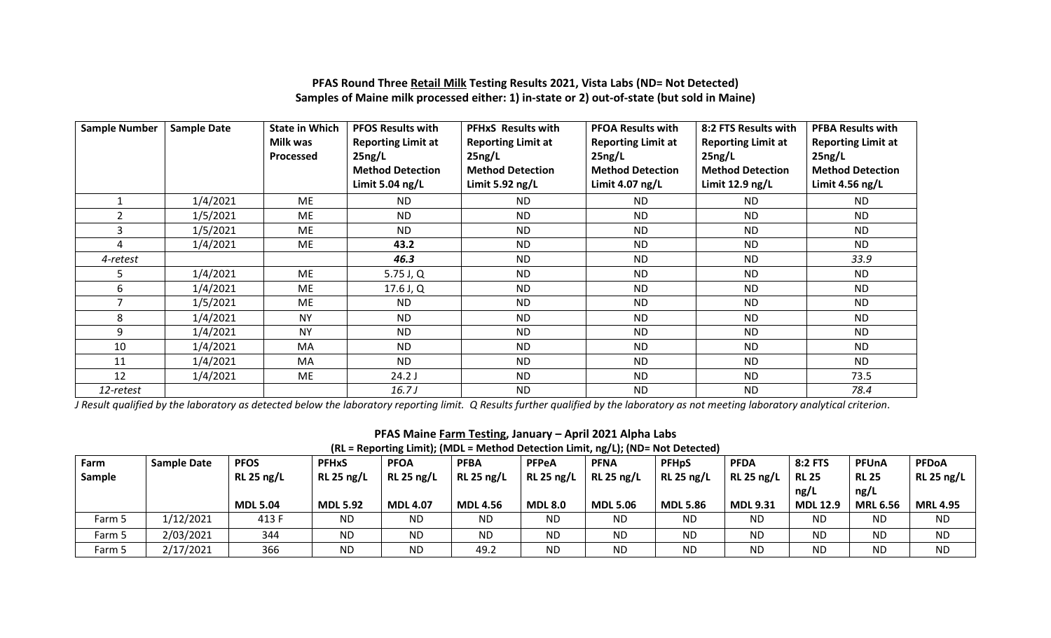**PFAS Round Three Retail Milk Testing Results 2021, Vista Labs (ND= Not Detected)**
**Samples of Maine milk processed either: 1) in-state or 2) out-of-state (but sold in Maine)**

| Sample Number | Sample Date | State in Which Milk was Processed | PFOS Results with Reporting Limit at 25ng/L **Method Detection Limit 5.04 ng/L** | PFHxS Results with Reporting Limit at 25ng/L **Method Detection Limit 5.92 ng/L** | PFOA Results with Reporting Limit at 25ng/L **Method Detection Limit 4.07 ng/L** | 8:2 FTS Results with Reporting Limit at 25ng/L **Method Detection Limit 12.9 ng/L** | PFBA Results with Reporting Limit at 25ng/L **Method Detection Limit 4.56 ng/L** |
|---|---|---|---|---|---|---|---|
| 1 | 1/4/2021 | ME | ND | ND | ND | ND | ND |
| 2 | 1/5/2021 | ME | ND | ND | ND | ND | ND |
| 3 | 1/5/2021 | ME | ND | ND | ND | ND | ND |
| 4 | 1/4/2021 | ME | **43.2** | ND | ND | ND | ND |
| *4-retest* | | | ***46.3*** | ND | ND | ND | *33.9* |
| 5 | 1/4/2021 | ME | 5.75 J, Q | ND | ND | ND | ND |
| 6 | 1/4/2021 | ME | 17.6 J, Q | ND | ND | ND | ND |
| 7 | 1/5/2021 | ME | ND | ND | ND | ND | ND |
| 8 | 1/4/2021 | NY | ND | ND | ND | ND | ND |
| 9 | 1/4/2021 | NY | ND | ND | ND | ND | ND |
| 10 | 1/4/2021 | MA | ND | ND | ND | ND | ND |
| 11 | 1/4/2021 | MA | ND | ND | ND | ND | ND |
| 12 | 1/4/2021 | ME | 24.2 J | ND | ND | ND | 73.5 |
| *12-retest* | | | *16.7 J* | ND | ND | ND | *78.4* |

*J Result qualified by the laboratory as detected below the laboratory reporting limit. Q Results further qualified by the laboratory as not meeting laboratory analytical criterion.*

**PFAS Maine Farm Testing, January – April 2021 Alpha Labs**
**(RL = Reporting Limit); (MDL = Method Detection Limit, ng/L); (ND= Not Detected)**

| Farm Sample | Sample Date | PFOS RL 25 ng/L MDL 5.04 | PFHxS RL 25 ng/L MDL 5.92 | PFOA RL 25 ng/L MDL 4.07 | PFBA RL 25 ng/L MDL 4.56 | PFPeA RL 25 ng/L MDL 8.0 | PFNA RL 25 ng/L MDL 5.06 | PFHpS RL 25 ng/L MDL 5.86 | PFDA RL 25 ng/L MDL 9.31 | 8:2 FTS RL 25 ng/L MDL 12.9 | PFUnA RL 25 ng/L MRL 6.56 | PFDoA RL 25 ng/L MRL 4.95 |
|---|---|---|---|---|---|---|---|---|---|---|---|---|
| Farm 5 | 1/12/2021 | 413 F | ND | ND | ND | ND | ND | ND | ND | ND | ND | ND |
| Farm 5 | 2/03/2021 | 344 | ND | ND | ND | ND | ND | ND | ND | ND | ND | ND |
| Farm 5 | 2/17/2021 | 366 | ND | ND | 49.2 | ND | ND | ND | ND | ND | ND | ND |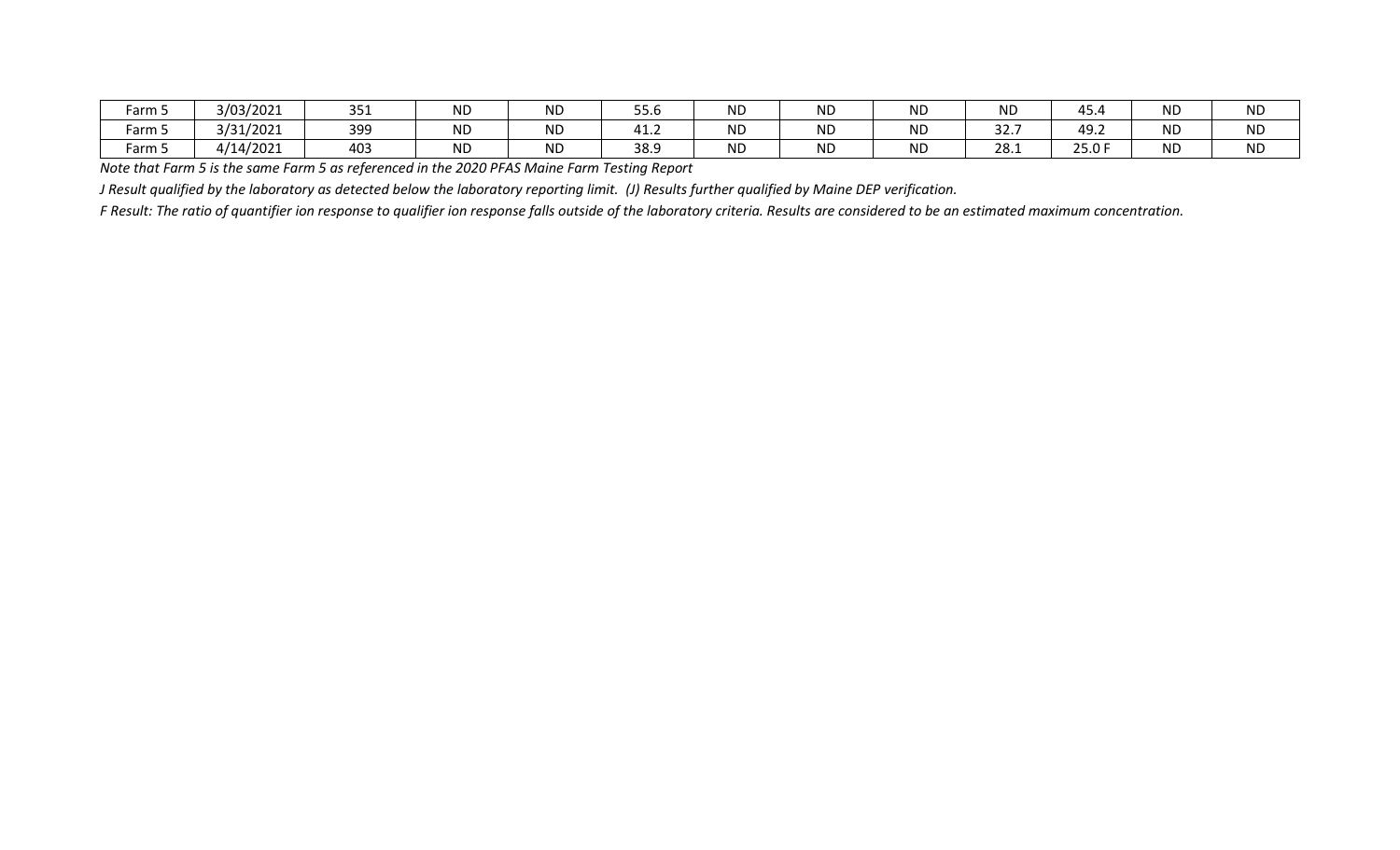| | | | | | | | | | | | | |
|---|---|---|---|---|---|---|---|---|---|---|---|---|
| Farm 5 | 3/03/2021 | 351 | ND | ND | 55.6 | ND | ND | ND | ND | 45.4 | ND | ND |
| Farm 5 | 3/31/2021 | 399 | ND | ND | 41.2 | ND | ND | ND | 32.7 | 49.2 | ND | ND |
| Farm 5 | 4/14/2021 | 403 | ND | ND | 38.9 | ND | ND | ND | 28.1 | 25.0 F | ND | ND |

*Note that Farm 5 is the same Farm 5 as referenced in the 2020 PFAS Maine Farm Testing Report*

*J Result qualified by the laboratory as detected below the laboratory reporting limit. (J) Results further qualified by Maine DEP verification.*

*F Result: The ratio of quantifier ion response to qualifier ion response falls outside of the laboratory criteria. Results are considered to be an estimated maximum concentration.*